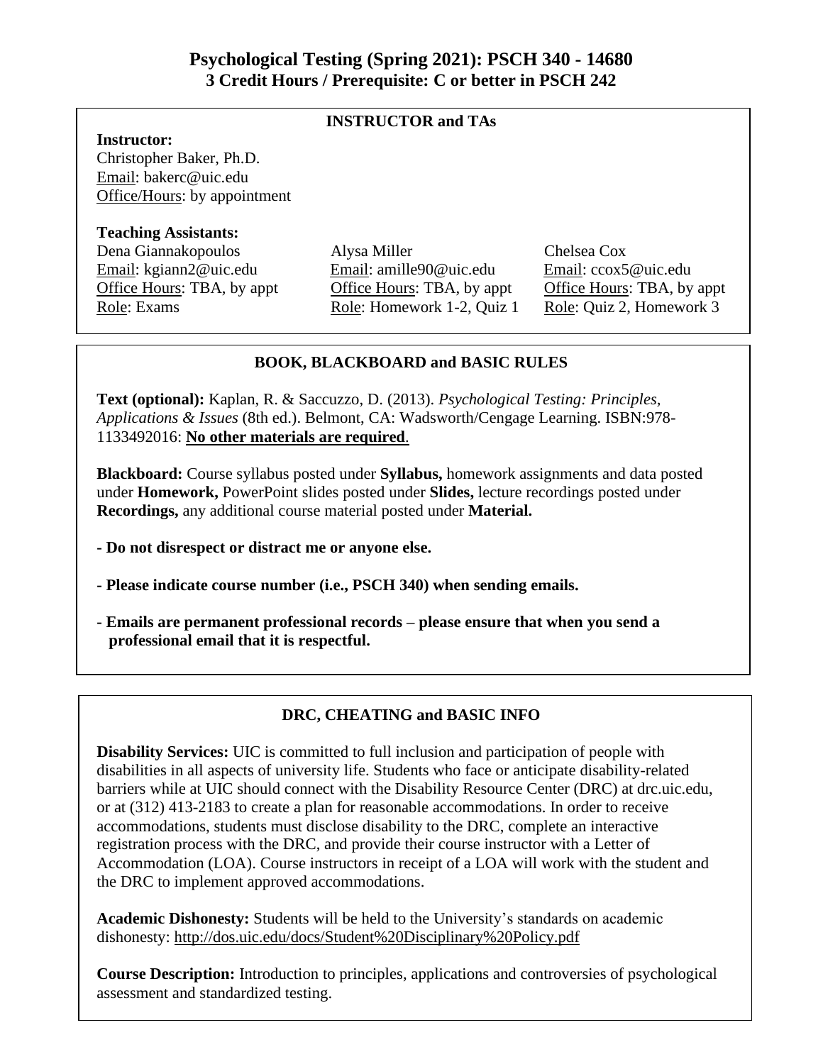# Psychological Testing (Spring 2021): PSCH 340 - 14680
## 3 Credit Hours / Prerequisite: C or better in PSCH 242

### INSTRUCTOR and TAs

**Instructor:**
Christopher Baker, Ph.D.
Email: bakerc@uic.edu
Office/Hours: by appointment

**Teaching Assistants:**

| Dena Giannakopoulos | Alysa Miller | Chelsea Cox |
|---|---|---|
| Email: kgiann2@uic.edu | Email: amille90@uic.edu | Email: ccox5@uic.edu |
| Office Hours: TBA, by appt | Office Hours: TBA, by appt | Office Hours: TBA, by appt |
| Role: Exams | Role: Homework 1-2, Quiz 1 | Role: Quiz 2, Homework 3 |

### BOOK, BLACKBOARD and BASIC RULES

**Text (optional):** Kaplan, R. & Saccuzzo, D. (2013). *Psychological Testing: Principles, Applications & Issues* (8th ed.). Belmont, CA: Wadsworth/Cengage Learning. ISBN:978-1133492016: **No other materials are required**.

**Blackboard:** Course syllabus posted under **Syllabus,** homework assignments and data posted under **Homework,** PowerPoint slides posted under **Slides,** lecture recordings posted under **Recordings,** any additional course material posted under **Material.**

**- Do not disrespect or distract me or anyone else.**

**- Please indicate course number (i.e., PSCH 340) when sending emails.**

**- Emails are permanent professional records – please ensure that when you send a professional email that it is respectful.**

### DRC, CHEATING and BASIC INFO

**Disability Services:** UIC is committed to full inclusion and participation of people with disabilities in all aspects of university life. Students who face or anticipate disability-related barriers while at UIC should connect with the Disability Resource Center (DRC) at drc.uic.edu, or at (312) 413-2183 to create a plan for reasonable accommodations. In order to receive accommodations, students must disclose disability to the DRC, complete an interactive registration process with the DRC, and provide their course instructor with a Letter of Accommodation (LOA). Course instructors in receipt of a LOA will work with the student and the DRC to implement approved accommodations.

**Academic Dishonesty:** Students will be held to the University's standards on academic dishonesty: http://dos.uic.edu/docs/Student%20Disciplinary%20Policy.pdf

**Course Description:** Introduction to principles, applications and controversies of psychological assessment and standardized testing.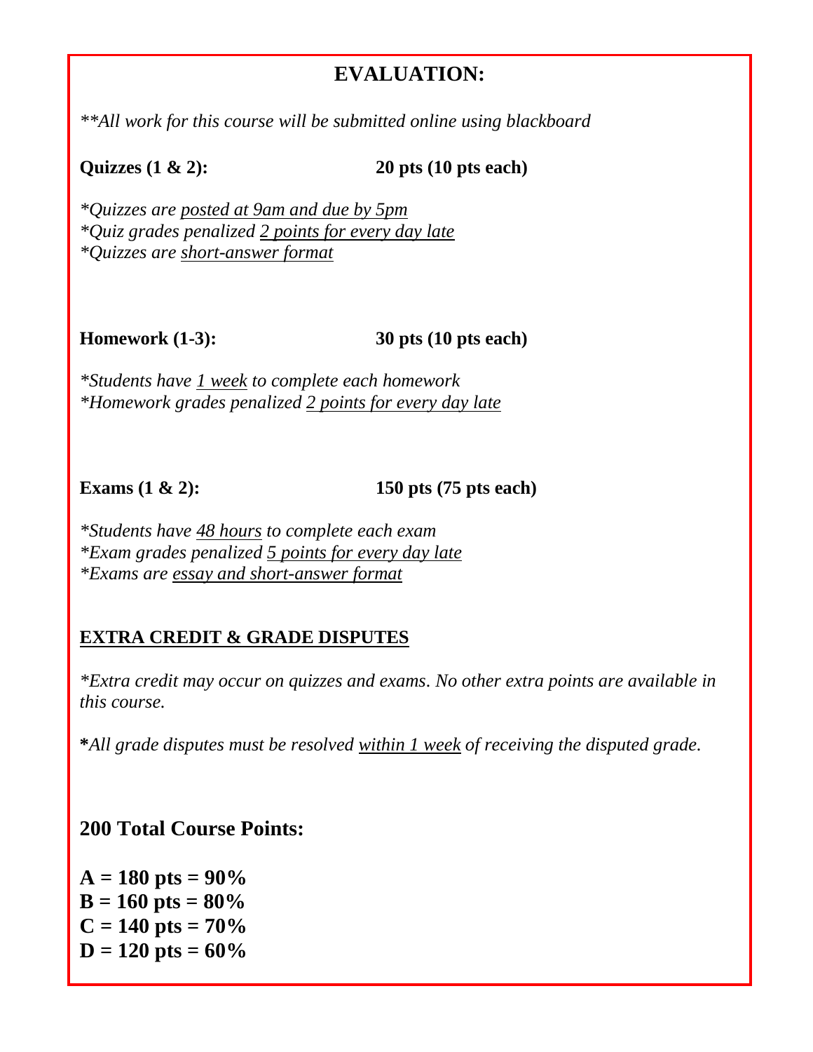# EVALUATION:

***All work for this course will be submitted online using blackboard*

**Quizzes (1 & 2): 20 pts (10 pts each)**

**Quizzes are posted at 9am and due by 5pm*
**Quiz grades penalized 2 points for every day late*
**Quizzes are short-answer format*

**Homework (1-3): 30 pts (10 pts each)**

**Students have 1 week to complete each homework*
**Homework grades penalized 2 points for every day late*

**Exams (1 & 2): 150 pts (75 pts each)**

**Students have 48 hours to complete each exam*
**Exam grades penalized 5 points for every day late*
**Exams are essay and short-answer format*

**EXTRA CREDIT & GRADE DISPUTES**

**Extra credit may occur on quizzes and exams. No other extra points are available in this course.*

**\*** *All grade disputes must be resolved within 1 week of receiving the disputed grade.*

## 200 Total Course Points:

**A = 180 pts = 90%**
**B = 160 pts = 80%**
**C = 140 pts = 70%**
**D = 120 pts = 60%**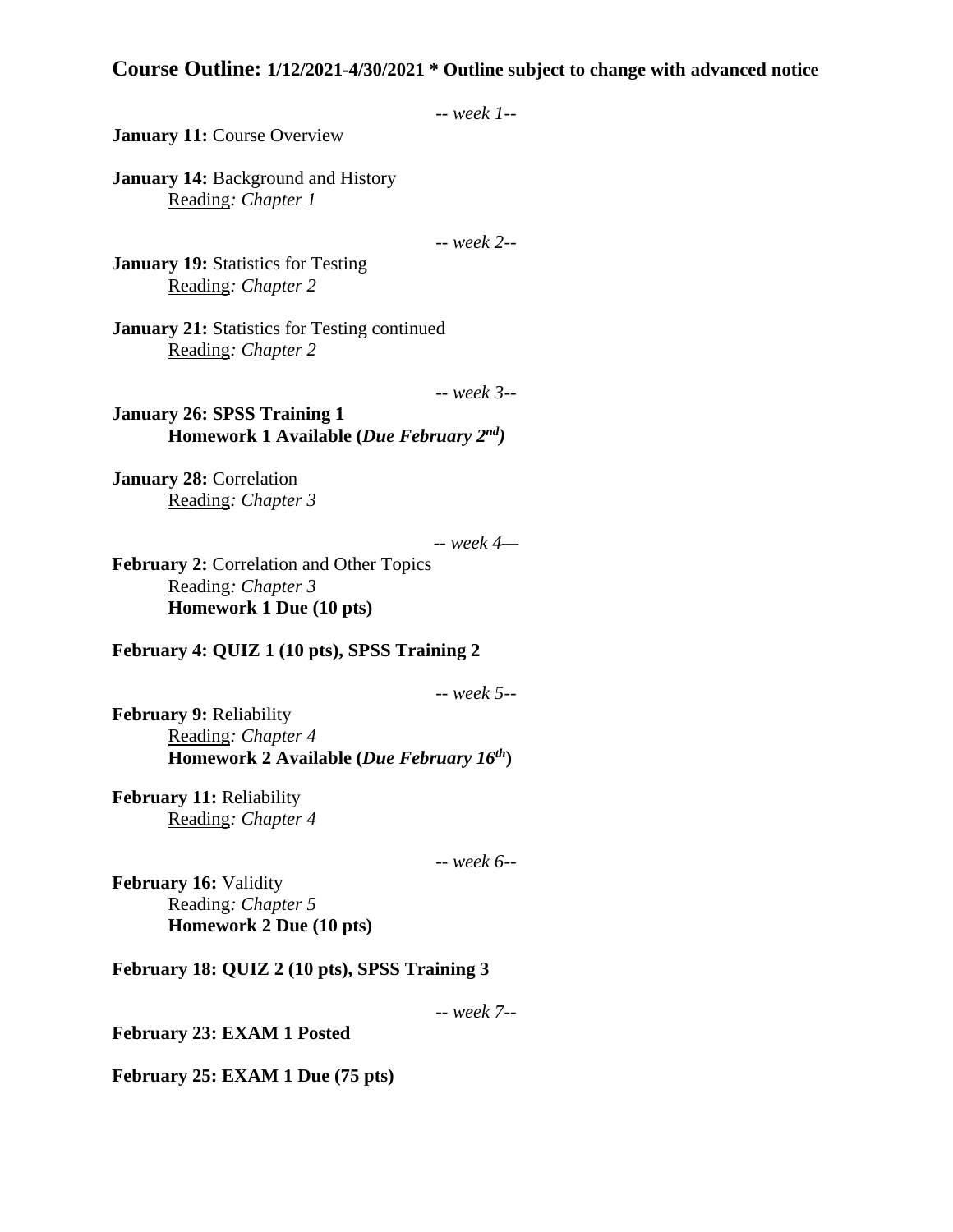## **Course Outline:** **1/12/2021-4/30/2021 * Outline subject to change with advanced notice**

*-- week 1--*

**January 11:** Course Overview

**January 14:** Background and History
Reading*: Chapter 1*

*-- week 2--*

**January 19:** Statistics for Testing
Reading*: Chapter 2*

**January 21:** Statistics for Testing continued
Reading*: Chapter 2*

*-- week 3--*

**January 26: SPSS Training 1**
**Homework 1 Available (*Due February 2nd*)**

**January 28:** Correlation
Reading*: Chapter 3*

*-- week 4—*

**February 2:** Correlation and Other Topics
Reading*: Chapter 3*
**Homework 1 Due (10 pts)**

**February 4: QUIZ 1 (10 pts), SPSS Training 2**

*-- week 5--*

**February 9:** Reliability
Reading*: Chapter 4*
**Homework 2 Available (*Due February 16th*)**

**February 11:** Reliability
Reading*: Chapter 4*

*-- week 6--*

**February 16:** Validity
Reading*: Chapter 5*
**Homework 2 Due (10 pts)**

**February 18: QUIZ 2 (10 pts), SPSS Training 3**

*-- week 7--*

**February 23: EXAM 1 Posted**

**February 25: EXAM 1 Due (75 pts)**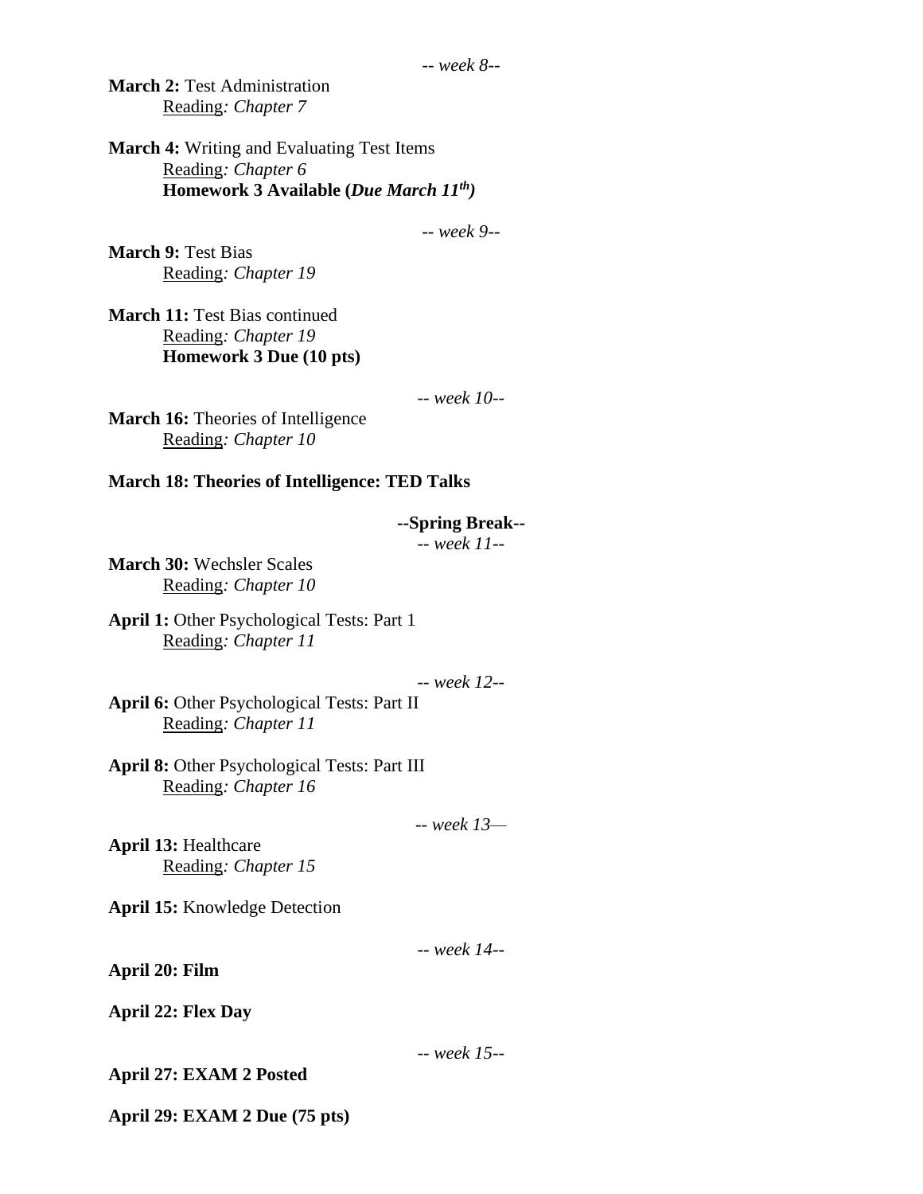*-- week 8--*

**March 2:** Test Administration
Reading*: Chapter 7*

**March 4:** Writing and Evaluating Test Items
Reading*: Chapter 6*
**Homework 3 Available (*Due March 11th*)**

*-- week 9--*

**March 9:** Test Bias
Reading*: Chapter 19*

**March 11:** Test Bias continued
Reading*: Chapter 19*
**Homework 3 Due (10 pts)**

*-- week 10--*

**March 16:** Theories of Intelligence
Reading*: Chapter 10*

**March 18: Theories of Intelligence: TED Talks**

**--Spring Break--**
*-- week 11--*

**March 30:** Wechsler Scales
Reading*: Chapter 10*

**April 1:** Other Psychological Tests: Part 1
Reading*: Chapter 11*

*-- week 12--*

**April 6:** Other Psychological Tests: Part II
Reading*: Chapter 11*

**April 8:** Other Psychological Tests: Part III
Reading*: Chapter 16*

*-- week 13—*

**April 13:** Healthcare
Reading*: Chapter 15*

**April 15:** Knowledge Detection

*-- week 14--*

**April 20: Film**

**April 22: Flex Day**

*-- week 15--*

**April 27: EXAM 2 Posted**

**April 29: EXAM 2 Due (75 pts)**